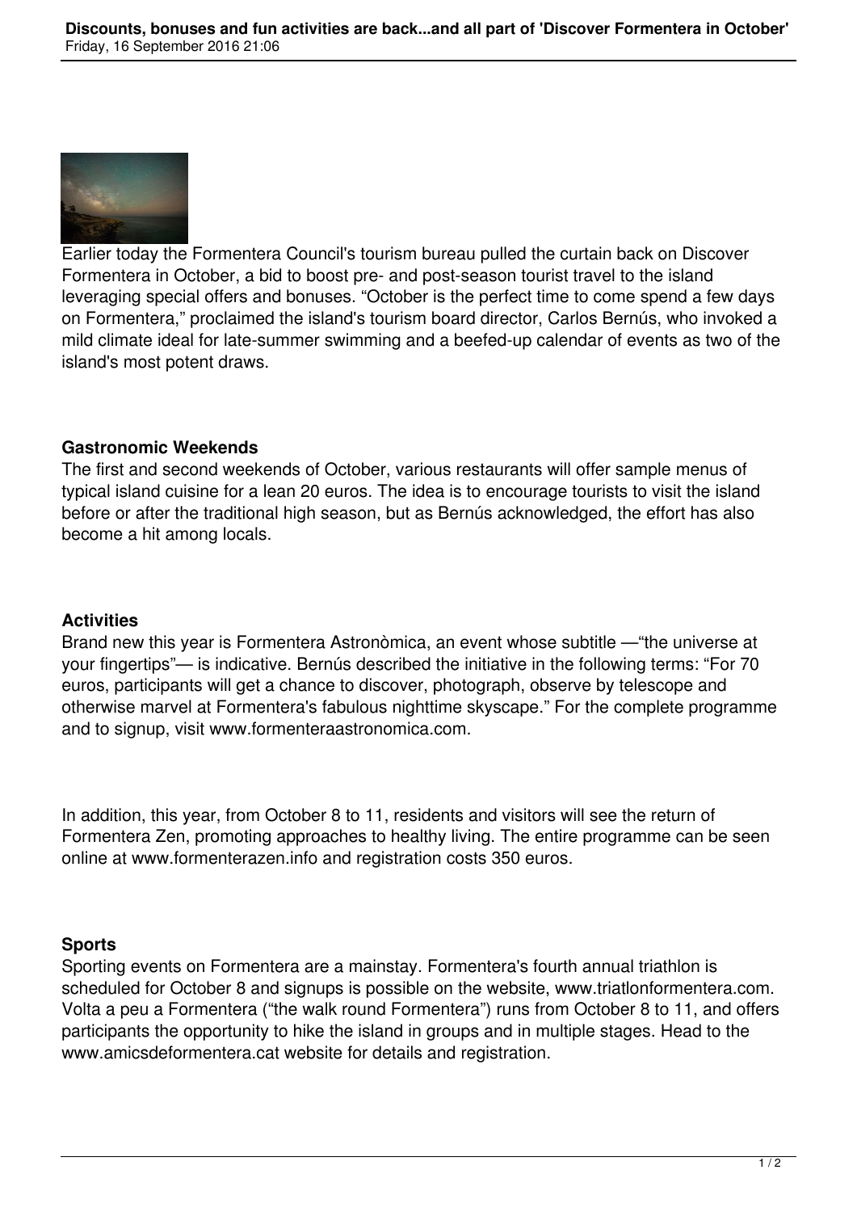Earlier today the Formentera Council's tourism bureau pulled the curtain back on Discover Formentera in October, a bid to boost pre- and post-season tourist travel to the island leveraging special offers and bonuses. “October is the perfect time to come spend a few days on Formentera,” proclaimed the island's tourism board director, Carlos Bernús, who invoked a mild climate ideal for late-summer swimming and a beefed-up calendar of events as two of the island's most potent draws.

**Gastronomic Weekends**

The first and second weekends of October, various restaurants will offer sample menus of typical island cuisine for a lean 20 euros. The idea is to encourage tourists to visit the island before or after the traditional high season, but as Bernús acknowledged, the effort has also become a hit among locals.

**Activities**

Brand new this year is Formentera Astronòmica, an event whose subtitle —“the universe at your fingertips”— is indicative. Bernús described the initiative in the following terms: “For 70 euros, participants will get a chance to discover, photograph, observe by telescope and otherwise marvel at Formentera's fabulous nighttime skyscape.” For the complete programme and to signup, visit www.formenteraastronomica.com.

In addition, this year, from October 8 to 11, residents and visitors will see the return of Formentera Zen, promoting approaches to healthy living. The entire programme can be seen online at www.formenterazen.info and registration costs 350 euros.

**Sports**

Sporting events on Formentera are a mainstay. Formentera's fourth annual triathlon is scheduled for October 8 and signups is possible on the website, www.triatlonformentera.com. Volta a peu a Formentera (“the walk round Formentera”) runs from October 8 to 11, and offers participants the opportunity to hike the island in groups and in multiple stages. Head to the www.amicsdeformentera.cat website for details and registration.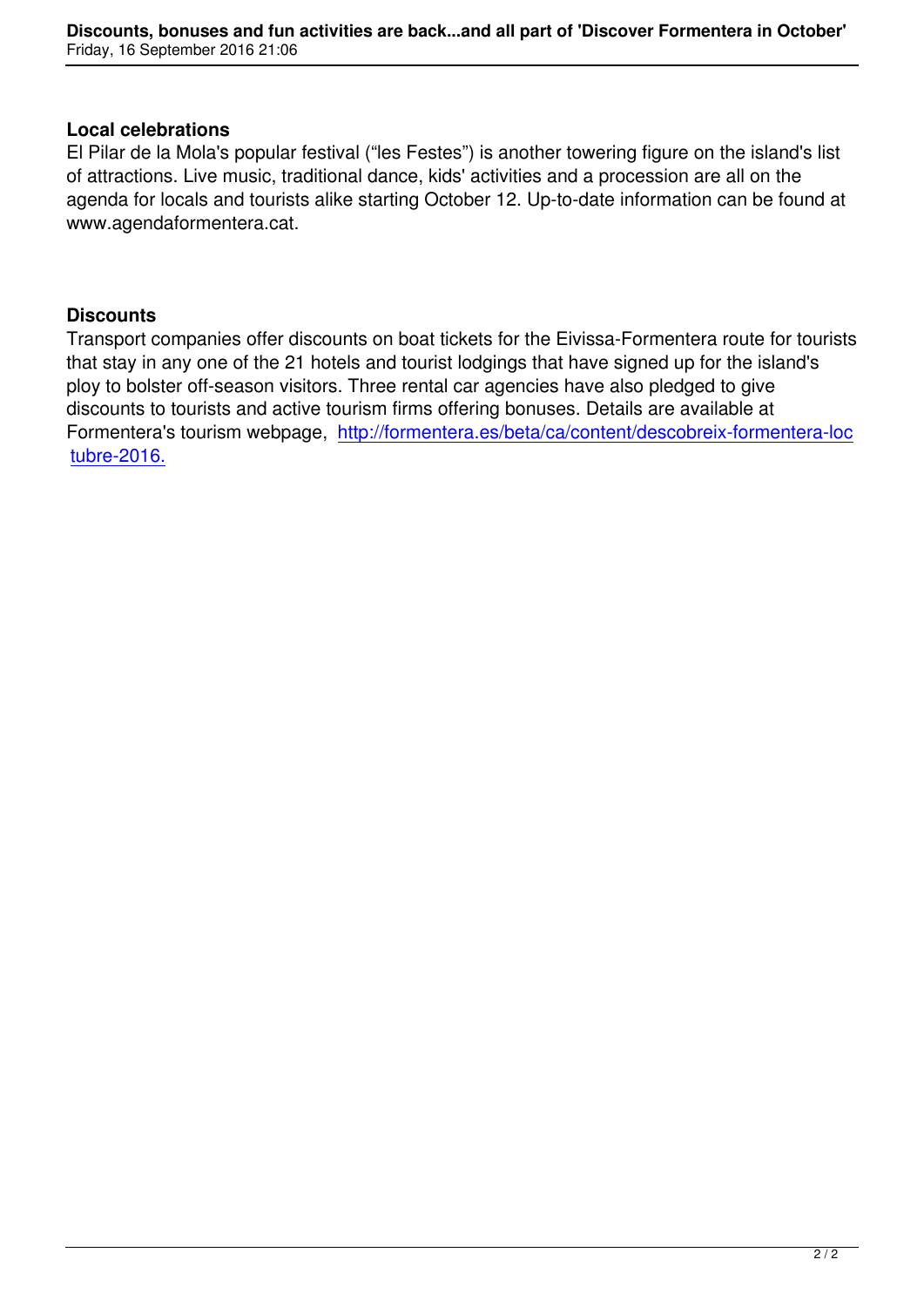### Local celebrations

El Pilar de la Mola's popular festival ("les Festes") is another towering figure on the island's list of attractions. Live music, traditional dance, kids' activities and a procession are all on the agenda for locals and tourists alike starting October 12. Up-to-date information can be found at www.agendaformentera.cat.

### Discounts

Transport companies offer discounts on boat tickets for the Eivissa-Formentera route for tourists that stay in any one of the 21 hotels and tourist lodgings that have signed up for the island's ploy to bolster off-season visitors. Three rental car agencies have also pledged to give discounts to tourists and active tourism firms offering bonuses. Details are available at Formentera's tourism webpage, http://formentera.es/beta/ca/content/descobreix-formentera-loctubre-2016.